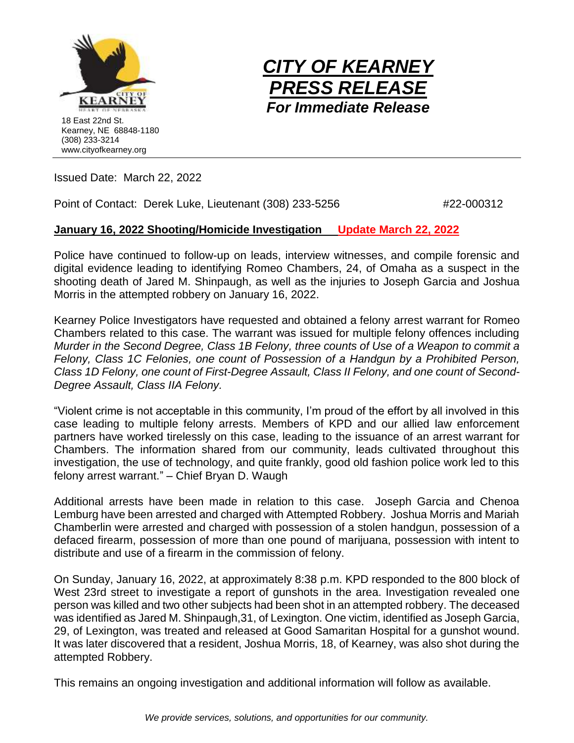18 East 22nd St.
Kearney, NE 68848-1180
(308) 233-3214
www.cityofkearney.org

# *CITY OF KEARNEY PRESS RELEASE*

## *For Immediate Release*

Issued Date: March 22, 2022

Point of Contact: Derek Luke, Lieutenant (308) 233-5256 #22-000312

**January 16, 2022 Shooting/Homicide Investigation Update March 22, 2022**

Police have continued to follow-up on leads, interview witnesses, and compile forensic and digital evidence leading to identifying Romeo Chambers, 24, of Omaha as a suspect in the shooting death of Jared M. Shinpaugh, as well as the injuries to Joseph Garcia and Joshua Morris in the attempted robbery on January 16, 2022.

Kearney Police Investigators have requested and obtained a felony arrest warrant for Romeo Chambers related to this case. The warrant was issued for multiple felony offences including *Murder in the Second Degree, Class 1B Felony, three counts of Use of a Weapon to commit a Felony, Class 1C Felonies, one count of Possession of a Handgun by a Prohibited Person, Class 1D Felony, one count of First-Degree Assault, Class II Felony, and one count of Second-Degree Assault, Class IIA Felony.*

"Violent crime is not acceptable in this community, I'm proud of the effort by all involved in this case leading to multiple felony arrests. Members of KPD and our allied law enforcement partners have worked tirelessly on this case, leading to the issuance of an arrest warrant for Chambers. The information shared from our community, leads cultivated throughout this investigation, the use of technology, and quite frankly, good old fashion police work led to this felony arrest warrant." – Chief Bryan D. Waugh

Additional arrests have been made in relation to this case. Joseph Garcia and Chenoa Lemburg have been arrested and charged with Attempted Robbery. Joshua Morris and Mariah Chamberlin were arrested and charged with possession of a stolen handgun, possession of a defaced firearm, possession of more than one pound of marijuana, possession with intent to distribute and use of a firearm in the commission of felony.

On Sunday, January 16, 2022, at approximately 8:38 p.m. KPD responded to the 800 block of West 23rd street to investigate a report of gunshots in the area. Investigation revealed one person was killed and two other subjects had been shot in an attempted robbery. The deceased was identified as Jared M. Shinpaugh,31, of Lexington. One victim, identified as Joseph Garcia, 29, of Lexington, was treated and released at Good Samaritan Hospital for a gunshot wound. It was later discovered that a resident, Joshua Morris, 18, of Kearney, was also shot during the attempted Robbery.

This remains an ongoing investigation and additional information will follow as available.

*We provide services, solutions, and opportunities for our community.*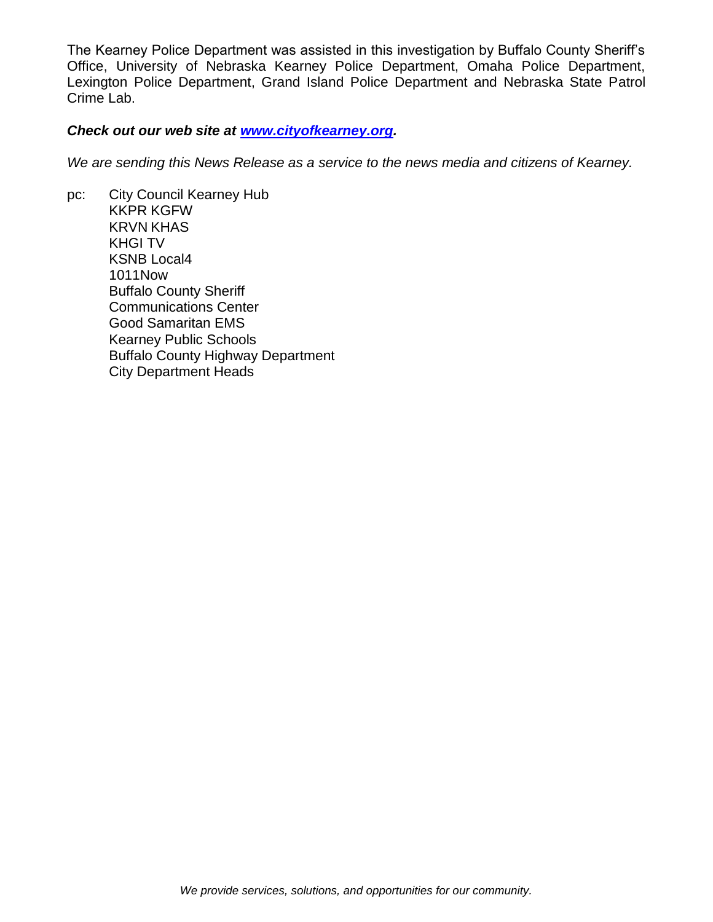The Kearney Police Department was assisted in this investigation by Buffalo County Sheriff's Office, University of Nebraska Kearney Police Department, Omaha Police Department, Lexington Police Department, Grand Island Police Department and Nebraska State Patrol Crime Lab.

***Check out our web site at [www.cityofkearney.org](http://www.cityofkearney.org).***

*We are sending this News Release as a service to the news media and citizens of Kearney.*

pc: City Council Kearney Hub
KKPR KGFW
KRVN KHAS
KHGI TV
KSNB Local4
1011Now
Buffalo County Sheriff
Communications Center
Good Samaritan EMS
Kearney Public Schools
Buffalo County Highway Department
City Department Heads

*We provide services, solutions, and opportunities for our community.*